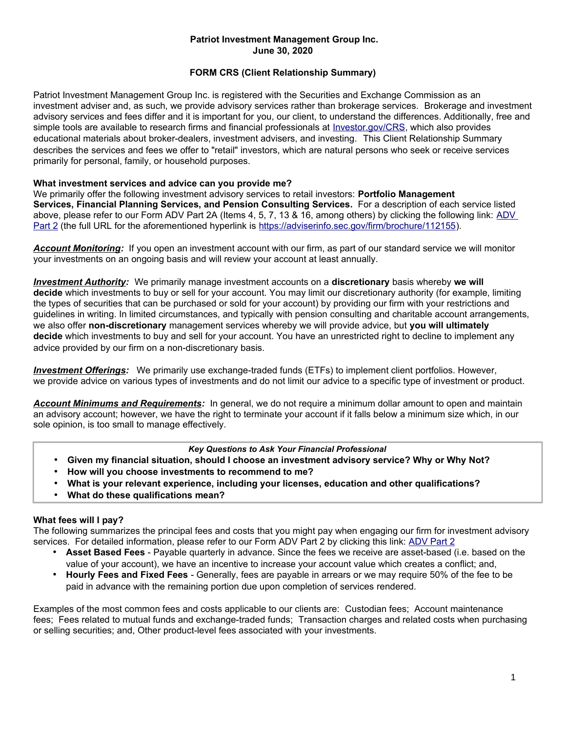**Patriot Investment Management Group Inc.**
**June 30, 2020**

# FORM CRS (Client Relationship Summary)

Patriot Investment Management Group Inc. is registered with the Securities and Exchange Commission as an investment adviser and, as such, we provide advisory services rather than brokerage services. Brokerage and investment advisory services and fees differ and it is important for you, our client, to understand the differences. Additionally, free and simple tools are available to research firms and financial professionals at [Investor.gov/CRS](https://Investor.gov/CRS), which also provides educational materials about broker-dealers, investment advisers, and investing. This Client Relationship Summary describes the services and fees we offer to "retail" investors, which are natural persons who seek or receive services primarily for personal, family, or household purposes.

## What investment services and advice can you provide me?

We primarily offer the following investment advisory services to retail investors: **Portfolio Management Services, Financial Planning Services, and Pension Consulting Services.** For a description of each service listed above, please refer to our Form ADV Part 2A (Items 4, 5, 7, 13 & 16, among others) by clicking the following link: [ADV Part 2](https://adviserinfo.sec.gov/firm/brochure/112155) (the full URL for the aforementioned hyperlink is https://adviserinfo.sec.gov/firm/brochure/112155).

***Account Monitoring:*** If you open an investment account with our firm, as part of our standard service we will monitor your investments on an ongoing basis and will review your account at least annually.

***Investment Authority:*** We primarily manage investment accounts on a **discretionary** basis whereby **we will decide** which investments to buy or sell for your account. You may limit our discretionary authority (for example, limiting the types of securities that can be purchased or sold for your account) by providing our firm with your restrictions and guidelines in writing. In limited circumstances, and typically with pension consulting and charitable account arrangements, we also offer **non-discretionary** management services whereby we will provide advice, but **you will ultimately decide** which investments to buy and sell for your account. You have an unrestricted right to decline to implement any advice provided by our firm on a non-discretionary basis.

***Investment Offerings:*** We primarily use exchange-traded funds (ETFs) to implement client portfolios. However, we provide advice on various types of investments and do not limit our advice to a specific type of investment or product.

***Account Minimums and Requirements:*** In general, we do not require a minimum dollar amount to open and maintain an advisory account; however, we have the right to terminate your account if it falls below a minimum size which, in our sole opinion, is too small to manage effectively.

> ***Key Questions to Ask Your Financial Professional***
> - **Given my financial situation, should I choose an investment advisory service? Why or Why Not?**
> - **How will you choose investments to recommend to me?**
> - **What is your relevant experience, including your licenses, education and other qualifications?**
> - **What do these qualifications mean?**

## What fees will I pay?

The following summarizes the principal fees and costs that you might pay when engaging our firm for investment advisory services. For detailed information, please refer to our Form ADV Part 2 by clicking this link: [ADV Part 2](https://adviserinfo.sec.gov/firm/brochure/112155)

- **Asset Based Fees** - Payable quarterly in advance. Since the fees we receive are asset-based (i.e. based on the value of your account), we have an incentive to increase your account value which creates a conflict; and,
- **Hourly Fees and Fixed Fees** - Generally, fees are payable in arrears or we may require 50% of the fee to be paid in advance with the remaining portion due upon completion of services rendered.

Examples of the most common fees and costs applicable to our clients are: Custodian fees; Account maintenance fees; Fees related to mutual funds and exchange-traded funds; Transaction charges and related costs when purchasing or selling securities; and, Other product-level fees associated with your investments.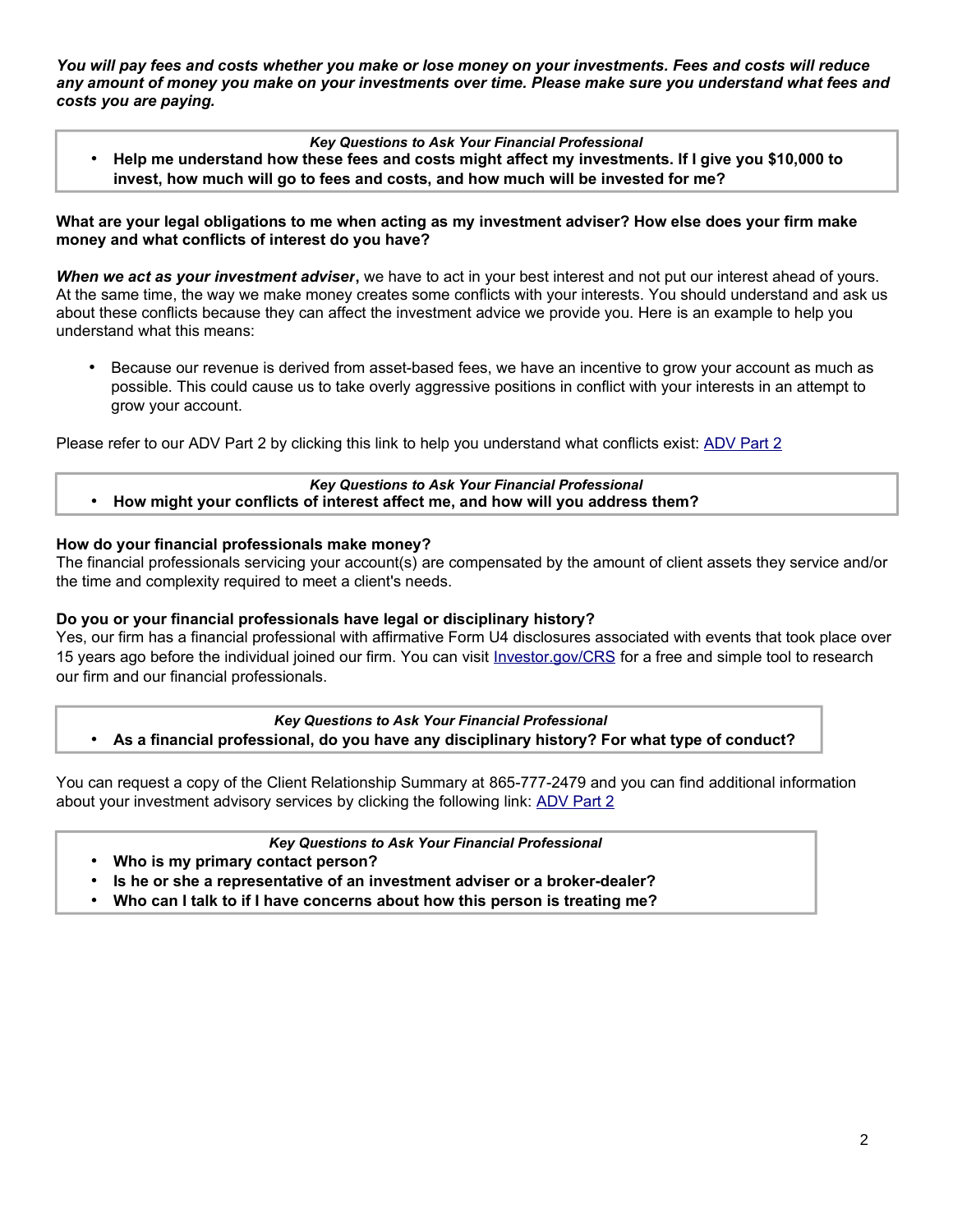***You will pay fees and costs whether you make or lose money on your investments. Fees and costs will reduce any amount of money you make on your investments over time. Please make sure you understand what fees and costs you are paying.***

> *Key Questions to Ask Your Financial Professional*
>
> - **Help me understand how these fees and costs might affect my investments. If I give you $10,000 to invest, how much will go to fees and costs, and how much will be invested for me?**

**What are your legal obligations to me when acting as my investment adviser? How else does your firm make money and what conflicts of interest do you have?**

***When we act as your investment adviser*****,** we have to act in your best interest and not put our interest ahead of yours. At the same time, the way we make money creates some conflicts with your interests. You should understand and ask us about these conflicts because they can affect the investment advice we provide you. Here is an example to help you understand what this means:

- Because our revenue is derived from asset-based fees, we have an incentive to grow your account as much as possible. This could cause us to take overly aggressive positions in conflict with your interests in an attempt to grow your account.

Please refer to our ADV Part 2 by clicking this link to help you understand what conflicts exist: ADV Part 2

> *Key Questions to Ask Your Financial Professional*
>
> - **How might your conflicts of interest affect me, and how will you address them?**

**How do your financial professionals make money?**

The financial professionals servicing your account(s) are compensated by the amount of client assets they service and/or the time and complexity required to meet a client's needs.

**Do you or your financial professionals have legal or disciplinary history?**

Yes, our firm has a financial professional with affirmative Form U4 disclosures associated with events that took place over 15 years ago before the individual joined our firm. You can visit Investor.gov/CRS for a free and simple tool to research our firm and our financial professionals.

> *Key Questions to Ask Your Financial Professional*
>
> - **As a financial professional, do you have any disciplinary history? For what type of conduct?**

You can request a copy of the Client Relationship Summary at 865-777-2479 and you can find additional information about your investment advisory services by clicking the following link: ADV Part 2

> *Key Questions to Ask Your Financial Professional*
>
> - **Who is my primary contact person?**
> - **Is he or she a representative of an investment adviser or a broker-dealer?**
> - **Who can I talk to if I have concerns about how this person is treating me?**